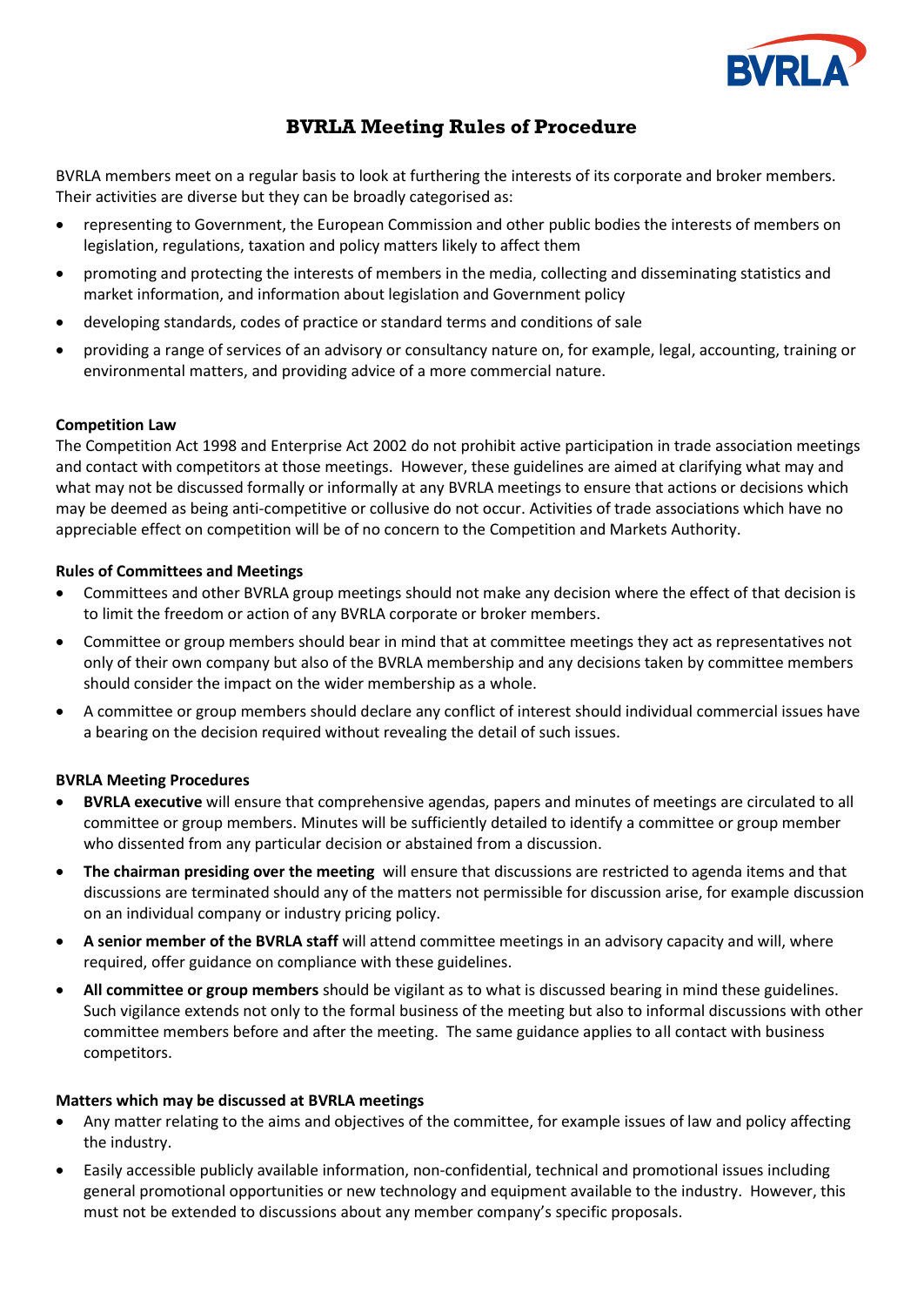# BVRLA Meeting Rules of Procedure

BVRLA members meet on a regular basis to look at furthering the interests of its corporate and broker members. Their activities are diverse but they can be broadly categorised as:

- representing to Government, the European Commission and other public bodies the interests of members on legislation, regulations, taxation and policy matters likely to affect them
- promoting and protecting the interests of members in the media, collecting and disseminating statistics and market information, and information about legislation and Government policy
- developing standards, codes of practice or standard terms and conditions of sale
- providing a range of services of an advisory or consultancy nature on, for example, legal, accounting, training or environmental matters, and providing advice of a more commercial nature.

**Competition Law**

The Competition Act 1998 and Enterprise Act 2002 do not prohibit active participation in trade association meetings and contact with competitors at those meetings. However, these guidelines are aimed at clarifying what may and what may not be discussed formally or informally at any BVRLA meetings to ensure that actions or decisions which may be deemed as being anti-competitive or collusive do not occur. Activities of trade associations which have no appreciable effect on competition will be of no concern to the Competition and Markets Authority.

**Rules of Committees and Meetings**

- Committees and other BVRLA group meetings should not make any decision where the effect of that decision is to limit the freedom or action of any BVRLA corporate or broker members.
- Committee or group members should bear in mind that at committee meetings they act as representatives not only of their own company but also of the BVRLA membership and any decisions taken by committee members should consider the impact on the wider membership as a whole.
- A committee or group members should declare any conflict of interest should individual commercial issues have a bearing on the decision required without revealing the detail of such issues.

**BVRLA Meeting Procedures**

- **BVRLA executive** will ensure that comprehensive agendas, papers and minutes of meetings are circulated to all committee or group members. Minutes will be sufficiently detailed to identify a committee or group member who dissented from any particular decision or abstained from a discussion.
- **The chairman presiding over the meeting** will ensure that discussions are restricted to agenda items and that discussions are terminated should any of the matters not permissible for discussion arise, for example discussion on an individual company or industry pricing policy.
- **A senior member of the BVRLA staff** will attend committee meetings in an advisory capacity and will, where required, offer guidance on compliance with these guidelines.
- **All committee or group members** should be vigilant as to what is discussed bearing in mind these guidelines. Such vigilance extends not only to the formal business of the meeting but also to informal discussions with other committee members before and after the meeting. The same guidance applies to all contact with business competitors.

**Matters which may be discussed at BVRLA meetings**

- Any matter relating to the aims and objectives of the committee, for example issues of law and policy affecting the industry.
- Easily accessible publicly available information, non-confidential, technical and promotional issues including general promotional opportunities or new technology and equipment available to the industry. However, this must not be extended to discussions about any member company's specific proposals.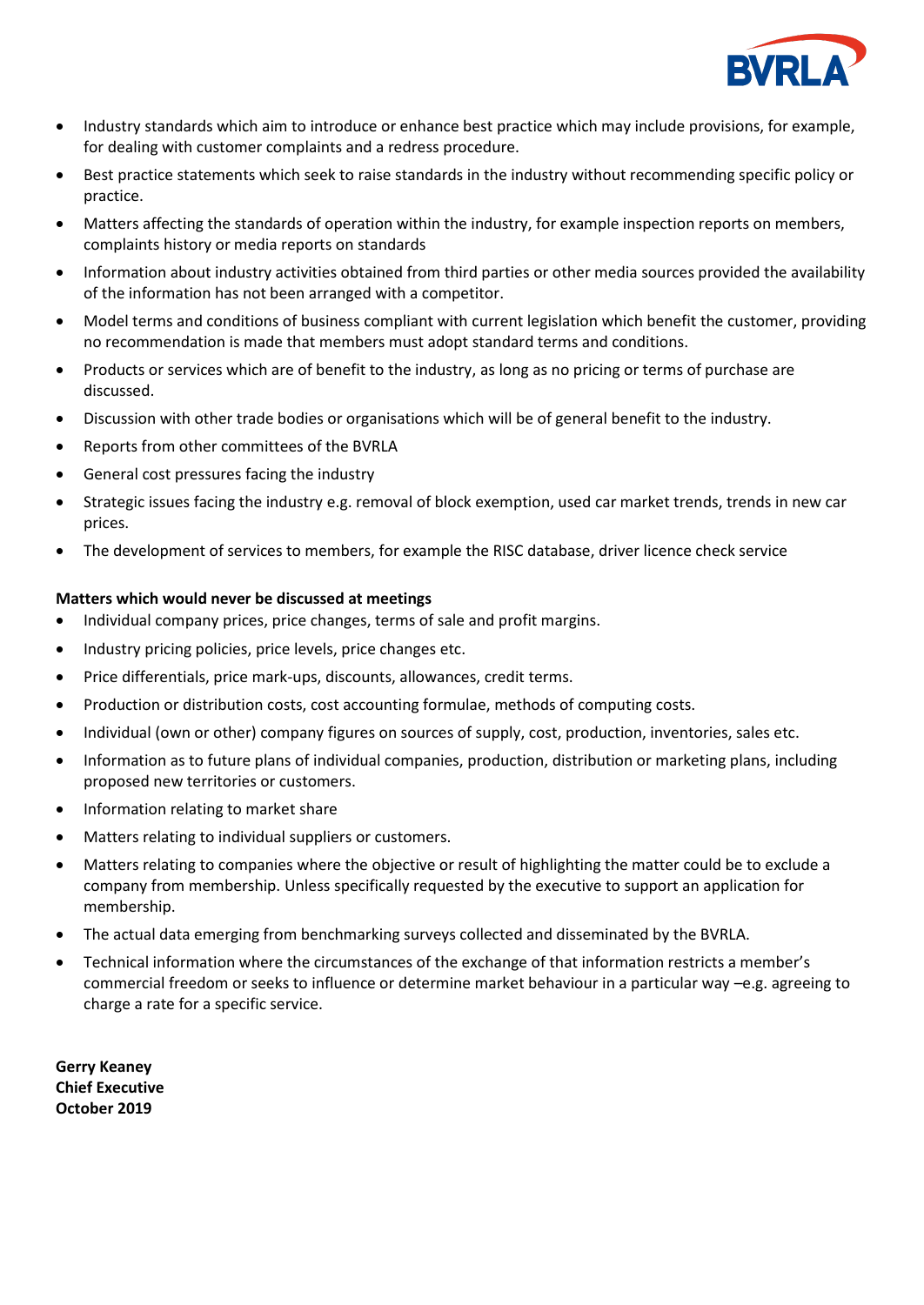- Industry standards which aim to introduce or enhance best practice which may include provisions, for example, for dealing with customer complaints and a redress procedure.
- Best practice statements which seek to raise standards in the industry without recommending specific policy or practice.
- Matters affecting the standards of operation within the industry, for example inspection reports on members, complaints history or media reports on standards
- Information about industry activities obtained from third parties or other media sources provided the availability of the information has not been arranged with a competitor.
- Model terms and conditions of business compliant with current legislation which benefit the customer, providing no recommendation is made that members must adopt standard terms and conditions.
- Products or services which are of benefit to the industry, as long as no pricing or terms of purchase are discussed.
- Discussion with other trade bodies or organisations which will be of general benefit to the industry.
- Reports from other committees of the BVRLA
- General cost pressures facing the industry
- Strategic issues facing the industry e.g. removal of block exemption, used car market trends, trends in new car prices.
- The development of services to members, for example the RISC database, driver licence check service

**Matters which would never be discussed at meetings**

- Individual company prices, price changes, terms of sale and profit margins.
- Industry pricing policies, price levels, price changes etc.
- Price differentials, price mark-ups, discounts, allowances, credit terms.
- Production or distribution costs, cost accounting formulae, methods of computing costs.
- Individual (own or other) company figures on sources of supply, cost, production, inventories, sales etc.
- Information as to future plans of individual companies, production, distribution or marketing plans, including proposed new territories or customers.
- Information relating to market share
- Matters relating to individual suppliers or customers.
- Matters relating to companies where the objective or result of highlighting the matter could be to exclude a company from membership. Unless specifically requested by the executive to support an application for membership.
- The actual data emerging from benchmarking surveys collected and disseminated by the BVRLA.
- Technical information where the circumstances of the exchange of that information restricts a member's commercial freedom or seeks to influence or determine market behaviour in a particular way –e.g. agreeing to charge a rate for a specific service.

**Gerry Keaney**
**Chief Executive**
**October 2019**